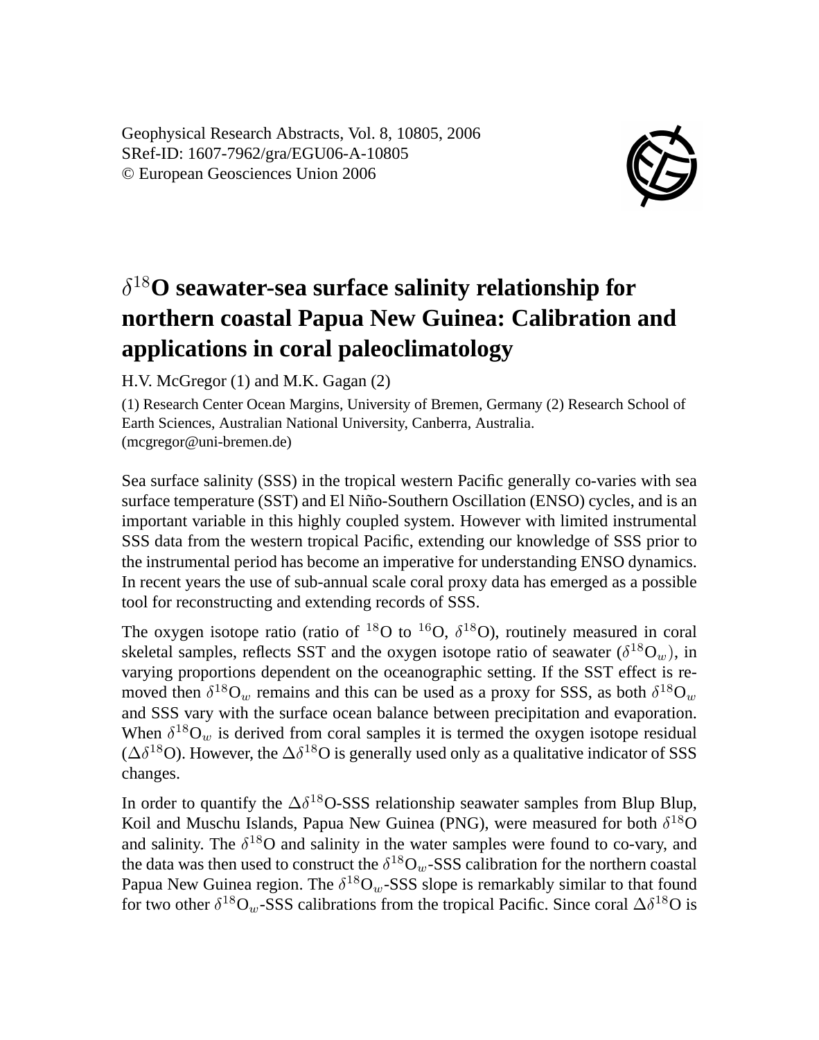Geophysical Research Abstracts, Vol. 8, 10805, 2006
SRef-ID: 1607-7962/gra/EGU06-A-10805
© European Geosciences Union 2006

# $\delta^{18}$O seawater-sea surface salinity relationship for northern coastal Papua New Guinea: Calibration and applications in coral paleoclimatology

H.V. McGregor (1) and M.K. Gagan (2)

(1) Research Center Ocean Margins, University of Bremen, Germany (2) Research School of Earth Sciences, Australian National University, Canberra, Australia. (mcgregor@uni-bremen.de)

Sea surface salinity (SSS) in the tropical western Pacific generally co-varies with sea surface temperature (SST) and El Niño-Southern Oscillation (ENSO) cycles, and is an important variable in this highly coupled system. However with limited instrumental SSS data from the western tropical Pacific, extending our knowledge of SSS prior to the instrumental period has become an imperative for understanding ENSO dynamics. In recent years the use of sub-annual scale coral proxy data has emerged as a possible tool for reconstructing and extending records of SSS.

The oxygen isotope ratio (ratio of $^{18}$O to $^{16}$O, $\delta^{18}$O), routinely measured in coral skeletal samples, reflects SST and the oxygen isotope ratio of seawater ($\delta^{18}O_w$), in varying proportions dependent on the oceanographic setting. If the SST effect is removed then $\delta^{18}O_w$ remains and this can be used as a proxy for SSS, as both $\delta^{18}O_w$ and SSS vary with the surface ocean balance between precipitation and evaporation. When $\delta^{18}O_w$ is derived from coral samples it is termed the oxygen isotope residual ($\Delta\delta^{18}$O). However, the $\Delta\delta^{18}$O is generally used only as a qualitative indicator of SSS changes.

In order to quantify the $\Delta\delta^{18}$O-SSS relationship seawater samples from Blup Blup, Koil and Muschu Islands, Papua New Guinea (PNG), were measured for both $\delta^{18}$O and salinity. The $\delta^{18}$O and salinity in the water samples were found to co-vary, and the data was then used to construct the $\delta^{18}O_w$-SSS calibration for the northern coastal Papua New Guinea region. The $\delta^{18}O_w$-SSS slope is remarkably similar to that found for two other $\delta^{18}O_w$-SSS calibrations from the tropical Pacific. Since coral $\Delta\delta^{18}$O is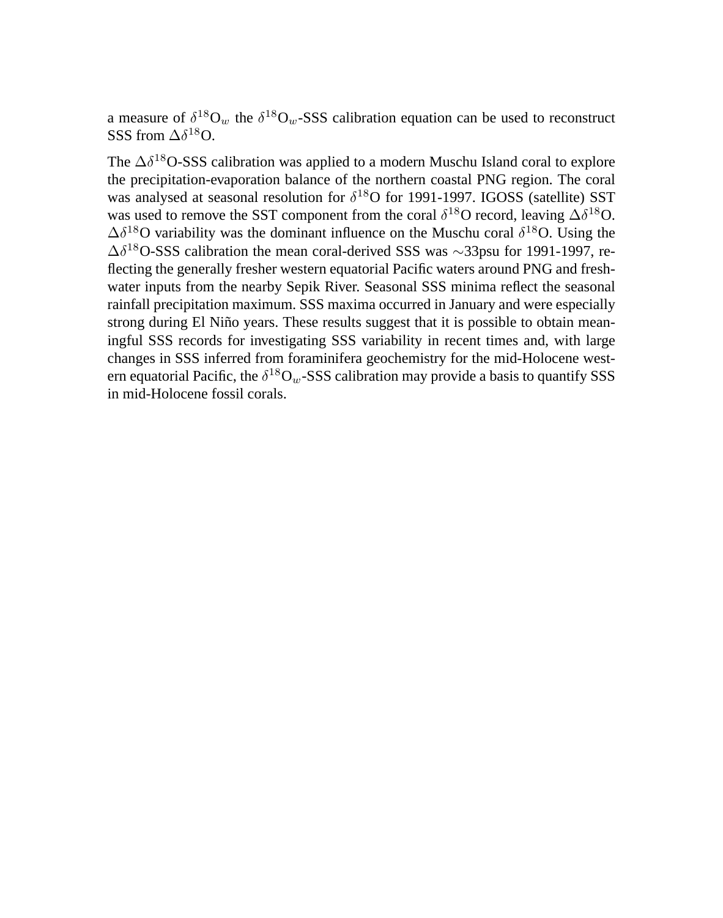a measure of $\delta^{18}O_w$ the $\delta^{18}O_w$-SSS calibration equation can be used to reconstruct SSS from $\Delta\delta^{18}O$.

The $\Delta\delta^{18}O$-SSS calibration was applied to a modern Muschu Island coral to explore the precipitation-evaporation balance of the northern coastal PNG region. The coral was analysed at seasonal resolution for $\delta^{18}O$ for 1991-1997. IGOSS (satellite) SST was used to remove the SST component from the coral $\delta^{18}O$ record, leaving $\Delta\delta^{18}O$. $\Delta\delta^{18}O$ variability was the dominant influence on the Muschu coral $\delta^{18}O$. Using the $\Delta\delta^{18}O$-SSS calibration the mean coral-derived SSS was $\sim$33psu for 1991-1997, reflecting the generally fresher western equatorial Pacific waters around PNG and freshwater inputs from the nearby Sepik River. Seasonal SSS minima reflect the seasonal rainfall precipitation maximum. SSS maxima occurred in January and were especially strong during El Niño years. These results suggest that it is possible to obtain meaningful SSS records for investigating SSS variability in recent times and, with large changes in SSS inferred from foraminifera geochemistry for the mid-Holocene western equatorial Pacific, the $\delta^{18}O_w$-SSS calibration may provide a basis to quantify SSS in mid-Holocene fossil corals.